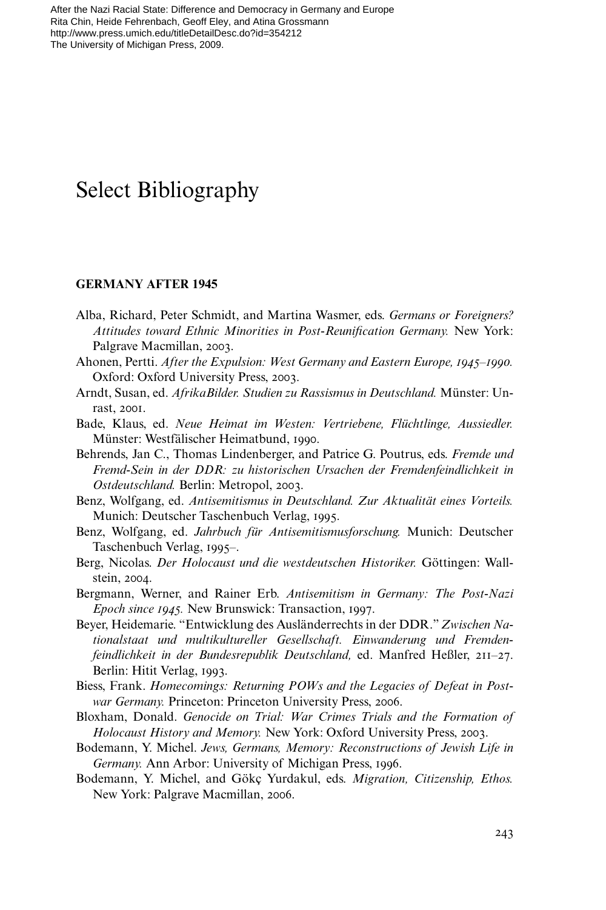After the Nazi Racial State: Difference and Democracy in Germany and Europe
Rita Chin, Heide Fehrenbach, Geoff Eley, and Atina Grossmann
http://www.press.umich.edu/titleDetailDesc.do?id=354212
The University of Michigan Press, 2009.

# Select Bibliography

## GERMANY AFTER 1945

Alba, Richard, Peter Schmidt, and Martina Wasmer, eds. *Germans or Foreigners? Attitudes toward Ethnic Minorities in Post-Reunification Germany.* New York: Palgrave Macmillan, 2003.

Ahonen, Pertti. *After the Expulsion: West Germany and Eastern Europe, 1945–1990.* Oxford: Oxford University Press, 2003.

Arndt, Susan, ed. *AfrikaBilder. Studien zu Rassismus in Deutschland.* Münster: Unrast, 2001.

Bade, Klaus, ed. *Neue Heimat im Westen: Vertriebene, Flüchtlinge, Aussiedler.* Münster: Westfälischer Heimatbund, 1990.

Behrends, Jan C., Thomas Lindenberger, and Patrice G. Poutrus, eds. *Fremde und Fremd-Sein in der DDR: zu historischen Ursachen der Fremdenfeindlichkeit in Ostdeutschland.* Berlin: Metropol, 2003.

Benz, Wolfgang, ed. *Antisemitismus in Deutschland. Zur Aktualität eines Vorteils.* Munich: Deutscher Taschenbuch Verlag, 1995.

Benz, Wolfgang, ed. *Jahrbuch für Antisemitismusforschung.* Munich: Deutscher Taschenbuch Verlag, 1995–.

Berg, Nicolas. *Der Holocaust und die westdeutschen Historiker.* Göttingen: Wallstein, 2004.

Bergmann, Werner, and Rainer Erb. *Antisemitism in Germany: The Post-Nazi Epoch since 1945.* New Brunswick: Transaction, 1997.

Beyer, Heidemarie. "Entwicklung des Ausländerrechts in der DDR." *Zwischen Nationalstaat und multikultureller Gesellschaft. Einwanderung und Fremdenfeindlichkeit in der Bundesrepublik Deutschland,* ed. Manfred Heßler, 211–27. Berlin: Hitit Verlag, 1993.

Biess, Frank. *Homecomings: Returning POWs and the Legacies of Defeat in Postwar Germany.* Princeton: Princeton University Press, 2006.

Bloxham, Donald. *Genocide on Trial: War Crimes Trials and the Formation of Holocaust History and Memory.* New York: Oxford University Press, 2003.

Bodemann, Y. Michel. *Jews, Germans, Memory: Reconstructions of Jewish Life in Germany.* Ann Arbor: University of Michigan Press, 1996.

Bodemann, Y. Michel, and Gökçe Yurdakul, eds. *Migration, Citizenship, Ethos.* New York: Palgrave Macmillan, 2006.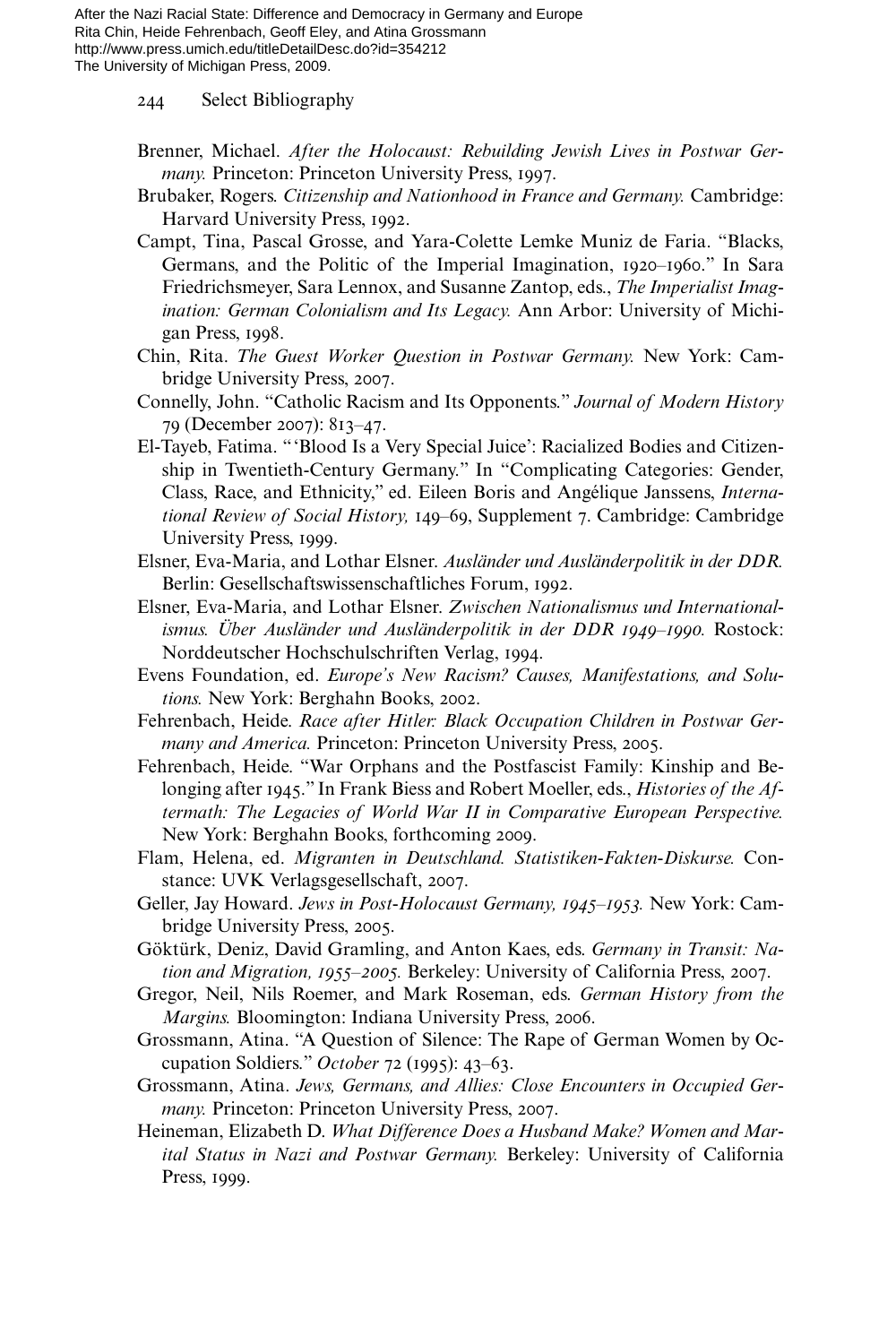Brenner, Michael. *After the Holocaust: Rebuilding Jewish Lives in Postwar Germany.* Princeton: Princeton University Press, 1997.

Brubaker, Rogers. *Citizenship and Nationhood in France and Germany.* Cambridge: Harvard University Press, 1992.

Campt, Tina, Pascal Grosse, and Yara-Colette Lemke Muniz de Faria. "Blacks, Germans, and the Politic of the Imperial Imagination, 1920–1960." In Sara Friedrichsmeyer, Sara Lennox, and Susanne Zantop, eds., *The Imperialist Imagination: German Colonialism and Its Legacy.* Ann Arbor: University of Michigan Press, 1998.

Chin, Rita. *The Guest Worker Question in Postwar Germany.* New York: Cambridge University Press, 2007.

Connelly, John. "Catholic Racism and Its Opponents." *Journal of Modern History* 79 (December 2007): 813–47.

El-Tayeb, Fatima. "'Blood Is a Very Special Juice': Racialized Bodies and Citizenship in Twentieth-Century Germany." In "Complicating Categories: Gender, Class, Race, and Ethnicity," ed. Eileen Boris and Angélique Janssens, *International Review of Social History,* 149–69, Supplement 7. Cambridge: Cambridge University Press, 1999.

Elsner, Eva-Maria, and Lothar Elsner. *Ausländer und Ausländerpolitik in der DDR.* Berlin: Gesellschaftswissenschaftliches Forum, 1992.

Elsner, Eva-Maria, and Lothar Elsner. *Zwischen Nationalismus und Internationalismus. Über Ausländer und Ausländerpolitik in der DDR 1949–1990.* Rostock: Norddeutscher Hochschulschriften Verlag, 1994.

Evens Foundation, ed. *Europe's New Racism? Causes, Manifestations, and Solutions.* New York: Berghahn Books, 2002.

Fehrenbach, Heide. *Race after Hitler: Black Occupation Children in Postwar Germany and America.* Princeton: Princeton University Press, 2005.

Fehrenbach, Heide. "War Orphans and the Postfascist Family: Kinship and Belonging after 1945." In Frank Biess and Robert Moeller, eds., *Histories of the Aftermath: The Legacies of World War II in Comparative European Perspective.* New York: Berghahn Books, forthcoming 2009.

Flam, Helena, ed. *Migranten in Deutschland. Statistiken-Fakten-Diskurse.* Constance: UVK Verlagsgesellschaft, 2007.

Geller, Jay Howard. *Jews in Post-Holocaust Germany, 1945–1953.* New York: Cambridge University Press, 2005.

Göktürk, Deniz, David Gramling, and Anton Kaes, eds. *Germany in Transit: Nation and Migration, 1955–2005.* Berkeley: University of California Press, 2007.

Gregor, Neil, Nils Roemer, and Mark Roseman, eds. *German History from the Margins.* Bloomington: Indiana University Press, 2006.

Grossmann, Atina. "A Question of Silence: The Rape of German Women by Occupation Soldiers." *October* 72 (1995): 43–63.

Grossmann, Atina. *Jews, Germans, and Allies: Close Encounters in Occupied Germany.* Princeton: Princeton University Press, 2007.

Heineman, Elizabeth D. *What Difference Does a Husband Make? Women and Marital Status in Nazi and Postwar Germany.* Berkeley: University of California Press, 1999.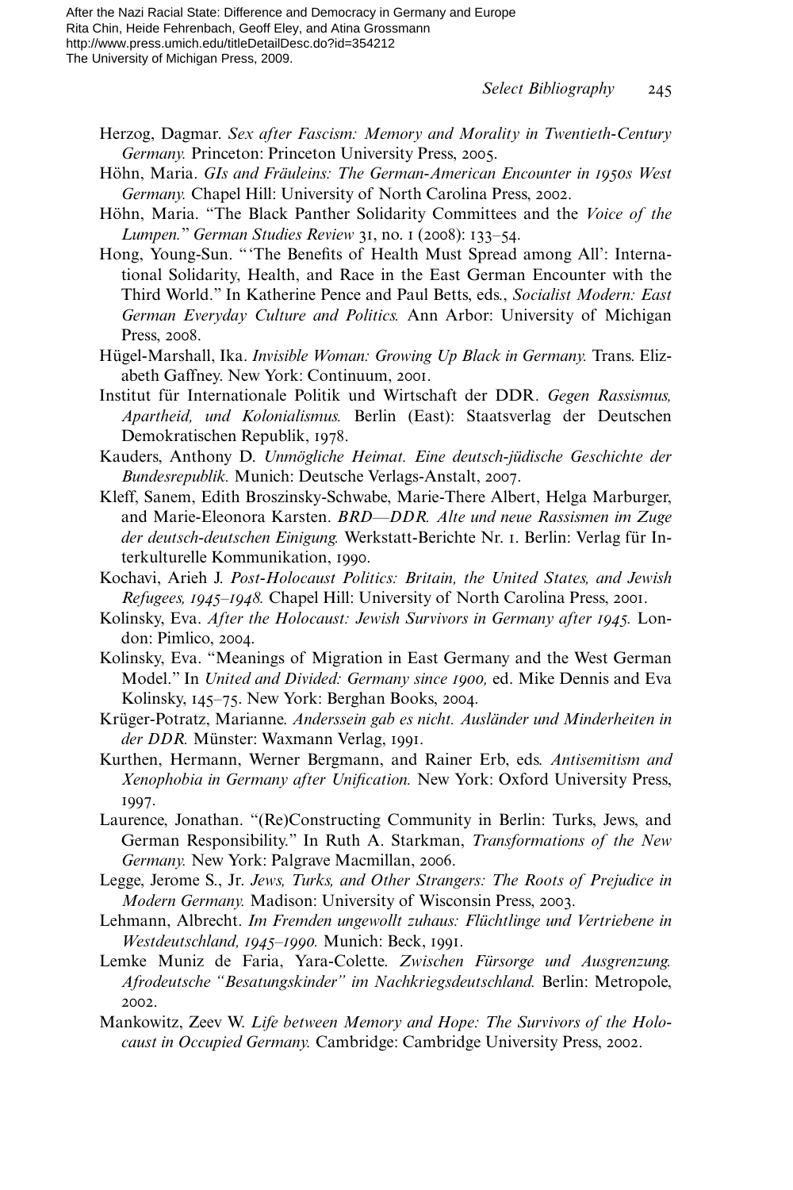Herzog, Dagmar. *Sex after Fascism: Memory and Morality in Twentieth-Century Germany.* Princeton: Princeton University Press, 2005.

Höhn, Maria. *GIs and Fräuleins: The German-American Encounter in 1950s West Germany.* Chapel Hill: University of North Carolina Press, 2002.

Höhn, Maria. "The Black Panther Solidarity Committees and the *Voice of the Lumpen.*" *German Studies Review* 31, no. 1 (2008): 133–54.

Hong, Young-Sun. "'The Benefits of Health Must Spread among All': International Solidarity, Health, and Race in the East German Encounter with the Third World." In Katherine Pence and Paul Betts, eds., *Socialist Modern: East German Everyday Culture and Politics.* Ann Arbor: University of Michigan Press, 2008.

Hügel-Marshall, Ika. *Invisible Woman: Growing Up Black in Germany.* Trans. Elizabeth Gaffney. New York: Continuum, 2001.

Institut für Internationale Politik und Wirtschaft der DDR. *Gegen Rassismus, Apartheid, und Kolonialismus.* Berlin (East): Staatsverlag der Deutschen Demokratischen Republik, 1978.

Kauders, Anthony D. *Unmögliche Heimat. Eine deutsch-jüdische Geschichte der Bundesrepublik.* Munich: Deutsche Verlags-Anstalt, 2007.

Kleff, Sanem, Edith Broszinsky-Schwabe, Marie-There Albert, Helga Marburger, and Marie-Eleonora Karsten. *BRD—DDR. Alte und neue Rassismen im Zuge der deutsch-deutschen Einigung.* Werkstatt-Berichte Nr. 1. Berlin: Verlag für Interkulturelle Kommunikation, 1990.

Kochavi, Arieh J. *Post-Holocaust Politics: Britain, the United States, and Jewish Refugees, 1945–1948.* Chapel Hill: University of North Carolina Press, 2001.

Kolinsky, Eva. *After the Holocaust: Jewish Survivors in Germany after 1945.* London: Pimlico, 2004.

Kolinsky, Eva. "Meanings of Migration in East Germany and the West German Model." In *United and Divided: Germany since 1900,* ed. Mike Dennis and Eva Kolinsky, 145–75. New York: Berghan Books, 2004.

Krüger-Potratz, Marianne. *Anderssein gab es nicht. Ausländer und Minderheiten in der DDR.* Münster: Waxmann Verlag, 1991.

Kurthen, Hermann, Werner Bergmann, and Rainer Erb, eds. *Antisemitism and Xenophobia in Germany after Unification.* New York: Oxford University Press, 1997.

Laurence, Jonathan. "(Re)Constructing Community in Berlin: Turks, Jews, and German Responsibility." In Ruth A. Starkman, *Transformations of the New Germany.* New York: Palgrave Macmillan, 2006.

Legge, Jerome S., Jr. *Jews, Turks, and Other Strangers: The Roots of Prejudice in Modern Germany.* Madison: University of Wisconsin Press, 2003.

Lehmann, Albrecht. *Im Fremden ungewollt zuhaus: Flüchtlinge und Vertriebene in Westdeutschland, 1945–1990.* Munich: Beck, 1991.

Lemke Muniz de Faria, Yara-Colette. *Zwischen Fürsorge und Ausgrenzung. Afrodeutsche "Besatungskinder" im Nachkriegsdeutschland.* Berlin: Metropole, 2002.

Mankowitz, Zeev W. *Life between Memory and Hope: The Survivors of the Holocaust in Occupied Germany.* Cambridge: Cambridge University Press, 2002.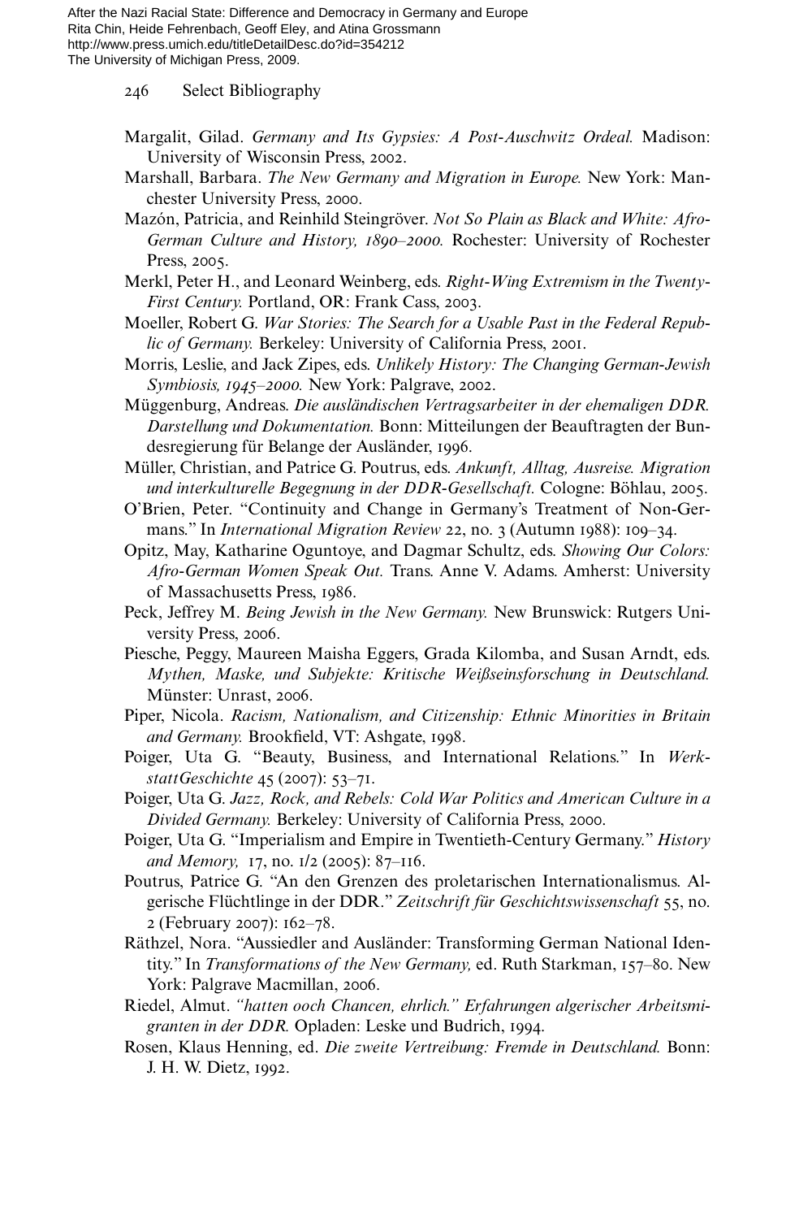Margalit, Gilad. *Germany and Its Gypsies: A Post-Auschwitz Ordeal.* Madison: University of Wisconsin Press, 2002.

Marshall, Barbara. *The New Germany and Migration in Europe.* New York: Manchester University Press, 2000.

Mazón, Patricia, and Reinhild Steingröver. *Not So Plain as Black and White: Afro-German Culture and History, 1890–2000.* Rochester: University of Rochester Press, 2005.

Merkl, Peter H., and Leonard Weinberg, eds. *Right-Wing Extremism in the Twenty-First Century.* Portland, OR: Frank Cass, 2003.

Moeller, Robert G. *War Stories: The Search for a Usable Past in the Federal Republic of Germany.* Berkeley: University of California Press, 2001.

Morris, Leslie, and Jack Zipes, eds. *Unlikely History: The Changing German-Jewish Symbiosis, 1945–2000.* New York: Palgrave, 2002.

Müggenburg, Andreas. *Die ausländischen Vertragsarbeiter in der ehemaligen DDR. Darstellung und Dokumentation.* Bonn: Mitteilungen der Beauftragten der Bundesregierung für Belange der Ausländer, 1996.

Müller, Christian, and Patrice G. Poutrus, eds. *Ankunft, Alltag, Ausreise. Migration und interkulturelle Begegnung in der DDR-Gesellschaft.* Cologne: Böhlau, 2005.

O'Brien, Peter. "Continuity and Change in Germany's Treatment of Non-Germans." In *International Migration Review* 22, no. 3 (Autumn 1988): 109–34.

Opitz, May, Katharine Oguntoye, and Dagmar Schultz, eds. *Showing Our Colors: Afro-German Women Speak Out.* Trans. Anne V. Adams. Amherst: University of Massachusetts Press, 1986.

Peck, Jeffrey M. *Being Jewish in the New Germany.* New Brunswick: Rutgers University Press, 2006.

Piesche, Peggy, Maureen Maisha Eggers, Grada Kilomba, and Susan Arndt, eds. *Mythen, Maske, und Subjekte: Kritische Weißseinsforschung in Deutschland.* Münster: Unrast, 2006.

Piper, Nicola. *Racism, Nationalism, and Citizenship: Ethnic Minorities in Britain and Germany.* Brookfield, VT: Ashgate, 1998.

Poiger, Uta G. "Beauty, Business, and International Relations." In *WerkstattGeschichte* 45 (2007): 53–71.

Poiger, Uta G. *Jazz, Rock, and Rebels: Cold War Politics and American Culture in a Divided Germany.* Berkeley: University of California Press, 2000.

Poiger, Uta G. "Imperialism and Empire in Twentieth-Century Germany." *History and Memory,* 17, no. 1/2 (2005): 87–116.

Poutrus, Patrice G. "An den Grenzen des proletarischen Internationalismus. Algerische Flüchtlinge in der DDR." *Zeitschrift für Geschichtswissenschaft* 55, no. 2 (February 2007): 162–78.

Räthzel, Nora. "Aussiedler and Ausländer: Transforming German National Identity." In *Transformations of the New Germany,* ed. Ruth Starkman, 157–80. New York: Palgrave Macmillan, 2006.

Riedel, Almut. *"hatten ooch Chancen, ehrlich." Erfahrungen algerischer Arbeitsmigranten in der DDR.* Opladen: Leske und Budrich, 1994.

Rosen, Klaus Henning, ed. *Die zweite Vertreibung: Fremde in Deutschland.* Bonn: J. H. W. Dietz, 1992.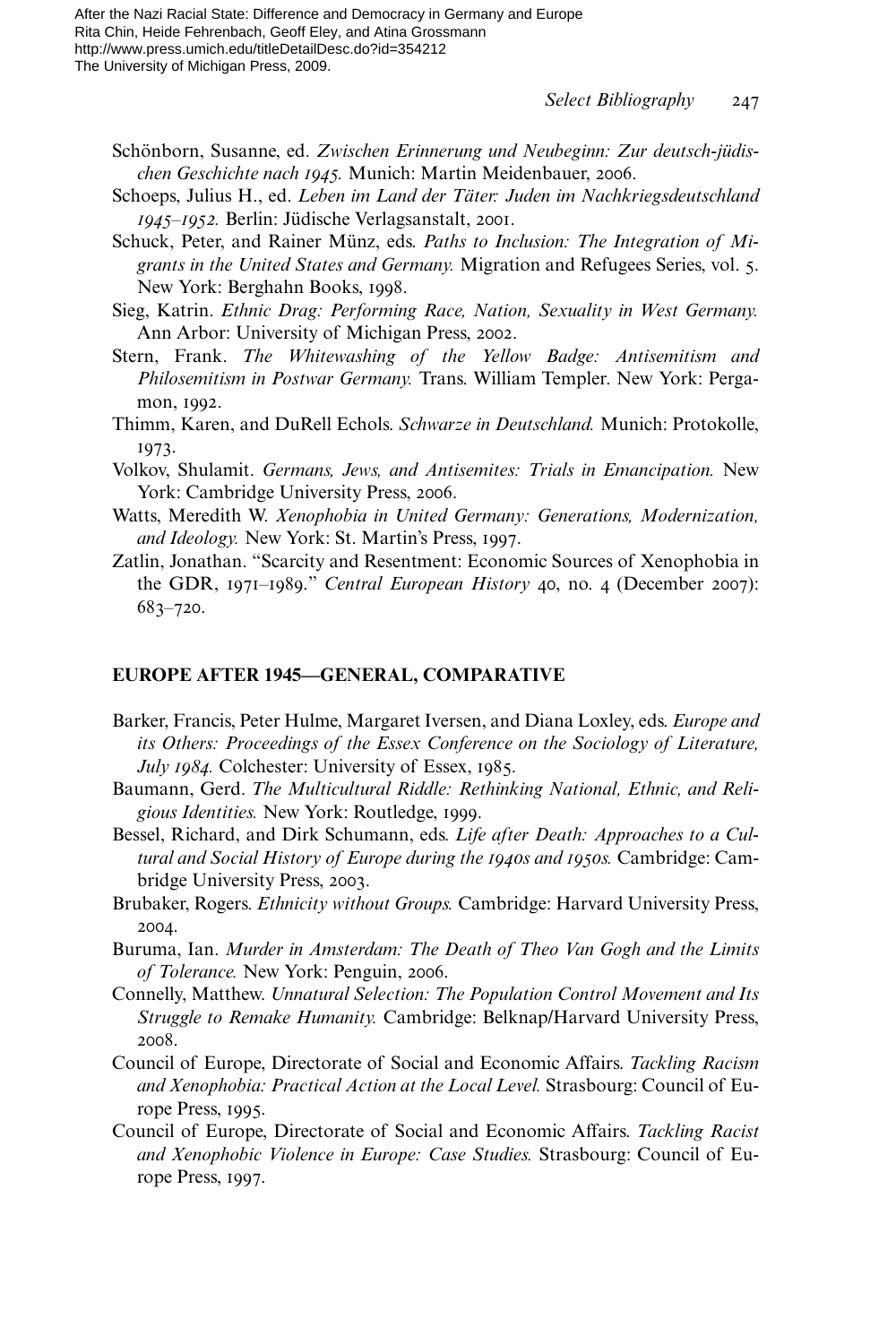Schönborn, Susanne, ed. *Zwischen Erinnerung und Neubeginn: Zur deutsch-jüdischen Geschichte nach 1945.* Munich: Martin Meidenbauer, 2006.

Schoeps, Julius H., ed. *Leben im Land der Täter: Juden im Nachkriegsdeutschland 1945–1952.* Berlin: Jüdische Verlagsanstalt, 2001.

Schuck, Peter, and Rainer Münz, eds. *Paths to Inclusion: The Integration of Migrants in the United States and Germany.* Migration and Refugees Series, vol. 5. New York: Berghahn Books, 1998.

Sieg, Katrin. *Ethnic Drag: Performing Race, Nation, Sexuality in West Germany.* Ann Arbor: University of Michigan Press, 2002.

Stern, Frank. *The Whitewashing of the Yellow Badge: Antisemitism and Philosemitism in Postwar Germany.* Trans. William Templer. New York: Pergamon, 1992.

Thimm, Karen, and DuRell Echols. *Schwarze in Deutschland.* Munich: Protokolle, 1973.

Volkov, Shulamit. *Germans, Jews, and Antisemites: Trials in Emancipation.* New York: Cambridge University Press, 2006.

Watts, Meredith W. *Xenophobia in United Germany: Generations, Modernization, and Ideology.* New York: St. Martin's Press, 1997.

Zatlin, Jonathan. "Scarcity and Resentment: Economic Sources of Xenophobia in the GDR, 1971–1989." *Central European History* 40, no. 4 (December 2007): 683–720.

## EUROPE AFTER 1945—GENERAL, COMPARATIVE

Barker, Francis, Peter Hulme, Margaret Iversen, and Diana Loxley, eds. *Europe and its Others: Proceedings of the Essex Conference on the Sociology of Literature, July 1984.* Colchester: University of Essex, 1985.

Baumann, Gerd. *The Multicultural Riddle: Rethinking National, Ethnic, and Religious Identities.* New York: Routledge, 1999.

Bessel, Richard, and Dirk Schumann, eds. *Life after Death: Approaches to a Cultural and Social History of Europe during the 1940s and 1950s.* Cambridge: Cambridge University Press, 2003.

Brubaker, Rogers. *Ethnicity without Groups.* Cambridge: Harvard University Press, 2004.

Buruma, Ian. *Murder in Amsterdam: The Death of Theo Van Gogh and the Limits of Tolerance.* New York: Penguin, 2006.

Connelly, Matthew. *Unnatural Selection: The Population Control Movement and Its Struggle to Remake Humanity.* Cambridge: Belknap/Harvard University Press, 2008.

Council of Europe, Directorate of Social and Economic Affairs. *Tackling Racism and Xenophobia: Practical Action at the Local Level.* Strasbourg: Council of Europe Press, 1995.

Council of Europe, Directorate of Social and Economic Affairs. *Tackling Racist and Xenophobic Violence in Europe: Case Studies.* Strasbourg: Council of Europe Press, 1997.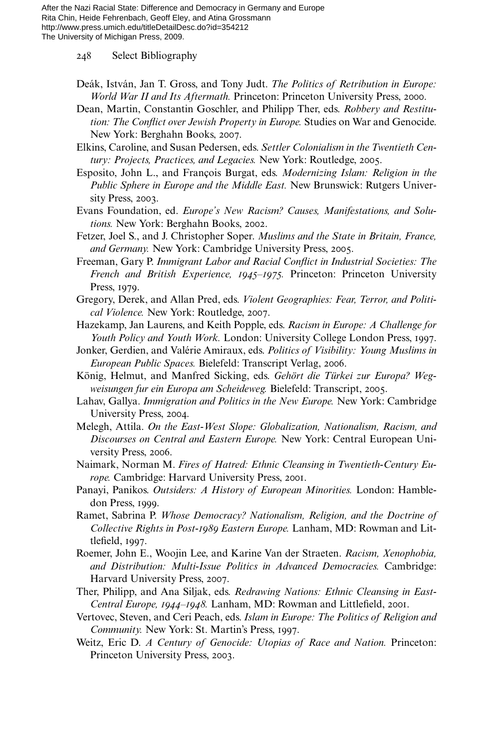Deák, István, Jan T. Gross, and Tony Judt. *The Politics of Retribution in Europe: World War II and Its Aftermath.* Princeton: Princeton University Press, 2000.

Dean, Martin, Constantin Goschler, and Philipp Ther, eds. *Robbery and Restitution: The Conflict over Jewish Property in Europe.* Studies on War and Genocide. New York: Berghahn Books, 2007.

Elkins, Caroline, and Susan Pedersen, eds. *Settler Colonialism in the Twentieth Century: Projects, Practices, and Legacies.* New York: Routledge, 2005.

Esposito, John L., and François Burgat, eds. *Modernizing Islam: Religion in the Public Sphere in Europe and the Middle East.* New Brunswick: Rutgers University Press, 2003.

Evans Foundation, ed. *Europe's New Racism? Causes, Manifestations, and Solutions.* New York: Berghahn Books, 2002.

Fetzer, Joel S., and J. Christopher Soper. *Muslims and the State in Britain, France, and Germany.* New York: Cambridge University Press, 2005.

Freeman, Gary P. *Immigrant Labor and Racial Conflict in Industrial Societies: The French and British Experience, 1945–1975.* Princeton: Princeton University Press, 1979.

Gregory, Derek, and Allan Pred, eds. *Violent Geographies: Fear, Terror, and Political Violence.* New York: Routledge, 2007.

Hazekamp, Jan Laurens, and Keith Popple, eds. *Racism in Europe: A Challenge for Youth Policy and Youth Work.* London: University College London Press, 1997.

Jonker, Gerdien, and Valérie Amiraux, eds. *Politics of Visibility: Young Muslims in European Public Spaces.* Bielefeld: Transcript Verlag, 2006.

König, Helmut, and Manfred Sicking, eds. *Gehört die Türkei zur Europa? Wegweisungen fur ein Europa am Scheideweg.* Bielefeld: Transcript, 2005.

Lahav, Gallya. *Immigration and Politics in the New Europe.* New York: Cambridge University Press, 2004.

Melegh, Attila. *On the East-West Slope: Globalization, Nationalism, Racism, and Discourses on Central and Eastern Europe.* New York: Central European University Press, 2006.

Naimark, Norman M. *Fires of Hatred: Ethnic Cleansing in Twentieth-Century Europe.* Cambridge: Harvard University Press, 2001.

Panayi, Panikos. *Outsiders: A History of European Minorities.* London: Hambledon Press, 1999.

Ramet, Sabrina P. *Whose Democracy? Nationalism, Religion, and the Doctrine of Collective Rights in Post-1989 Eastern Europe.* Lanham, MD: Rowman and Littlefield, 1997.

Roemer, John E., Woojin Lee, and Karine Van der Straeten. *Racism, Xenophobia, and Distribution: Multi-Issue Politics in Advanced Democracies.* Cambridge: Harvard University Press, 2007.

Ther, Philipp, and Ana Siljak, eds. *Redrawing Nations: Ethnic Cleansing in East-Central Europe, 1944–1948.* Lanham, MD: Rowman and Littlefield, 2001.

Vertovec, Steven, and Ceri Peach, eds. *Islam in Europe: The Politics of Religion and Community.* New York: St. Martin's Press, 1997.

Weitz, Eric D. *A Century of Genocide: Utopias of Race and Nation.* Princeton: Princeton University Press, 2003.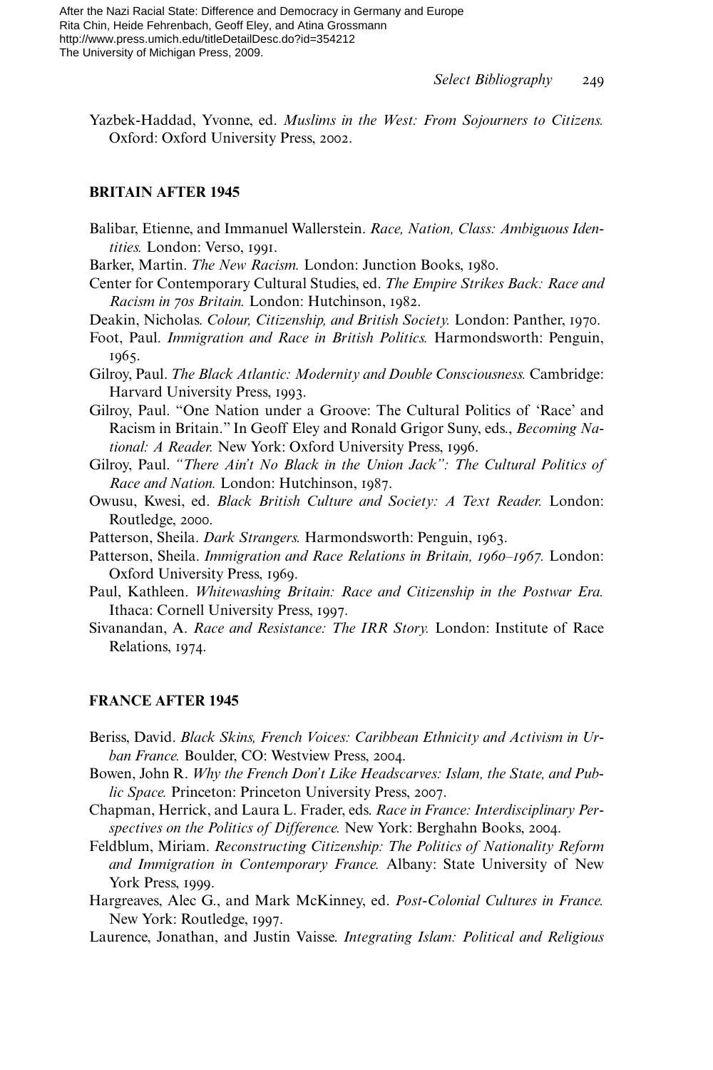Yazbek-Haddad, Yvonne, ed. *Muslims in the West: From Sojourners to Citizens.* Oxford: Oxford University Press, 2002.

## BRITAIN AFTER 1945

Balibar, Etienne, and Immanuel Wallerstein. *Race, Nation, Class: Ambiguous Identities.* London: Verso, 1991.

Barker, Martin. *The New Racism.* London: Junction Books, 1980.

Center for Contemporary Cultural Studies, ed. *The Empire Strikes Back: Race and Racism in 70s Britain.* London: Hutchinson, 1982.

Deakin, Nicholas. *Colour, Citizenship, and British Society.* London: Panther, 1970.

Foot, Paul. *Immigration and Race in British Politics.* Harmondsworth: Penguin, 1965.

Gilroy, Paul. *The Black Atlantic: Modernity and Double Consciousness.* Cambridge: Harvard University Press, 1993.

Gilroy, Paul. "One Nation under a Groove: The Cultural Politics of 'Race' and Racism in Britain." In Geoff Eley and Ronald Grigor Suny, eds., *Becoming National: A Reader.* New York: Oxford University Press, 1996.

Gilroy, Paul. *"There Ain't No Black in the Union Jack": The Cultural Politics of Race and Nation.* London: Hutchinson, 1987.

Owusu, Kwesi, ed. *Black British Culture and Society: A Text Reader.* London: Routledge, 2000.

Patterson, Sheila. *Dark Strangers.* Harmondsworth: Penguin, 1963.

Patterson, Sheila. *Immigration and Race Relations in Britain, 1960–1967.* London: Oxford University Press, 1969.

Paul, Kathleen. *Whitewashing Britain: Race and Citizenship in the Postwar Era.* Ithaca: Cornell University Press, 1997.

Sivanandan, A. *Race and Resistance: The IRR Story.* London: Institute of Race Relations, 1974.

## FRANCE AFTER 1945

Beriss, David. *Black Skins, French Voices: Caribbean Ethnicity and Activism in Urban France.* Boulder, CO: Westview Press, 2004.

Bowen, John R. *Why the French Don't Like Headscarves: Islam, the State, and Public Space.* Princeton: Princeton University Press, 2007.

Chapman, Herrick, and Laura L. Frader, eds. *Race in France: Interdisciplinary Perspectives on the Politics of Difference.* New York: Berghahn Books, 2004.

Feldblum, Miriam. *Reconstructing Citizenship: The Politics of Nationality Reform and Immigration in Contemporary France.* Albany: State University of New York Press, 1999.

Hargreaves, Alec G., and Mark McKinney, ed. *Post-Colonial Cultures in France.* New York: Routledge, 1997.

Laurence, Jonathan, and Justin Vaisse. *Integrating Islam: Political and Religious*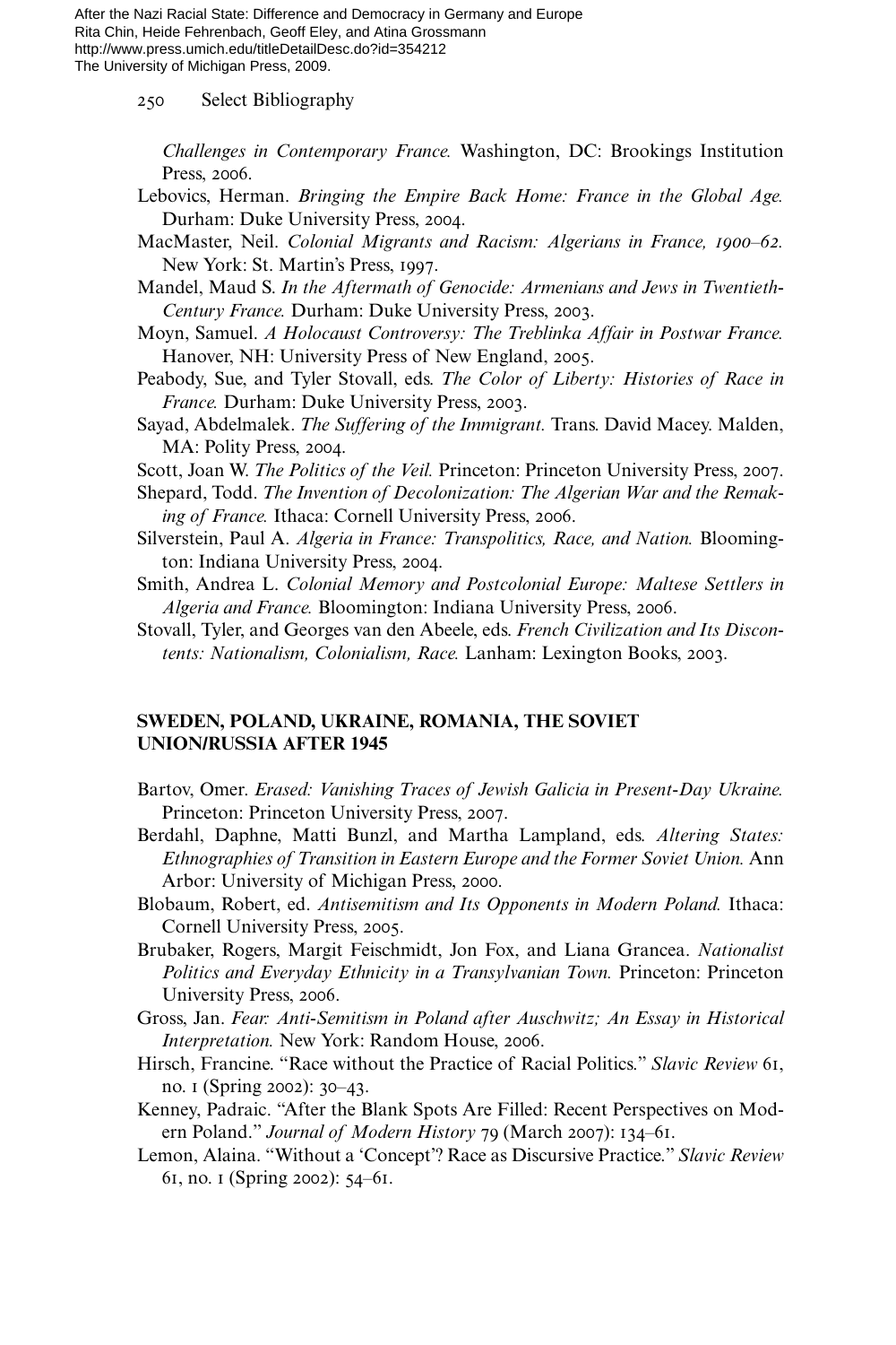*Challenges in Contemporary France.* Washington, DC: Brookings Institution Press, 2006.

Lebovics, Herman. *Bringing the Empire Back Home: France in the Global Age.* Durham: Duke University Press, 2004.

MacMaster, Neil. *Colonial Migrants and Racism: Algerians in France, 1900–62.* New York: St. Martin's Press, 1997.

Mandel, Maud S. *In the Aftermath of Genocide: Armenians and Jews in Twentieth-Century France.* Durham: Duke University Press, 2003.

Moyn, Samuel. *A Holocaust Controversy: The Treblinka Affair in Postwar France.* Hanover, NH: University Press of New England, 2005.

Peabody, Sue, and Tyler Stovall, eds. *The Color of Liberty: Histories of Race in France.* Durham: Duke University Press, 2003.

Sayad, Abdelmalek. *The Suffering of the Immigrant.* Trans. David Macey. Malden, MA: Polity Press, 2004.

Scott, Joan W. *The Politics of the Veil.* Princeton: Princeton University Press, 2007.

Shepard, Todd. *The Invention of Decolonization: The Algerian War and the Remaking of France.* Ithaca: Cornell University Press, 2006.

Silverstein, Paul A. *Algeria in France: Transpolitics, Race, and Nation.* Bloomington: Indiana University Press, 2004.

Smith, Andrea L. *Colonial Memory and Postcolonial Europe: Maltese Settlers in Algeria and France.* Bloomington: Indiana University Press, 2006.

Stovall, Tyler, and Georges van den Abeele, eds. *French Civilization and Its Discontents: Nationalism, Colonialism, Race.* Lanham: Lexington Books, 2003.

## SWEDEN, POLAND, UKRAINE, ROMANIA, THE SOVIET UNION/RUSSIA AFTER 1945

Bartov, Omer. *Erased: Vanishing Traces of Jewish Galicia in Present-Day Ukraine.* Princeton: Princeton University Press, 2007.

Berdahl, Daphne, Matti Bunzl, and Martha Lampland, eds. *Altering States: Ethnographies of Transition in Eastern Europe and the Former Soviet Union.* Ann Arbor: University of Michigan Press, 2000.

Blobaum, Robert, ed. *Antisemitism and Its Opponents in Modern Poland.* Ithaca: Cornell University Press, 2005.

Brubaker, Rogers, Margit Feischmidt, Jon Fox, and Liana Grancea. *Nationalist Politics and Everyday Ethnicity in a Transylvanian Town.* Princeton: Princeton University Press, 2006.

Gross, Jan. *Fear: Anti-Semitism in Poland after Auschwitz; An Essay in Historical Interpretation.* New York: Random House, 2006.

Hirsch, Francine. "Race without the Practice of Racial Politics." *Slavic Review* 61, no. 1 (Spring 2002): 30–43.

Kenney, Padraic. "After the Blank Spots Are Filled: Recent Perspectives on Modern Poland." *Journal of Modern History* 79 (March 2007): 134–61.

Lemon, Alaina. "Without a 'Concept'? Race as Discursive Practice." *Slavic Review* 61, no. 1 (Spring 2002): 54–61.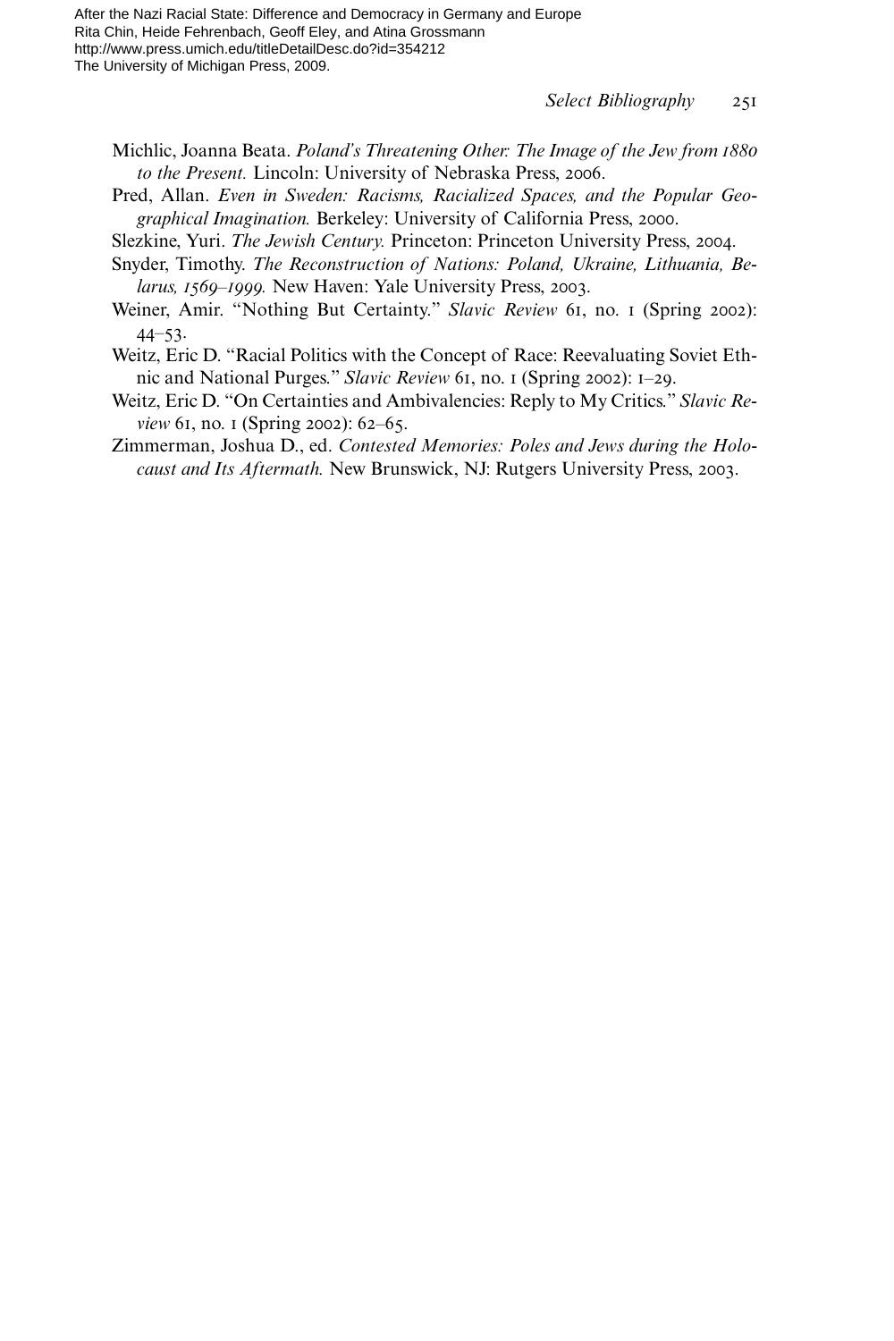Michlic, Joanna Beata. *Poland's Threatening Other: The Image of the Jew from 1880 to the Present.* Lincoln: University of Nebraska Press, 2006.

Pred, Allan. *Even in Sweden: Racisms, Racialized Spaces, and the Popular Geographical Imagination.* Berkeley: University of California Press, 2000.

Slezkine, Yuri. *The Jewish Century.* Princeton: Princeton University Press, 2004.

Snyder, Timothy. *The Reconstruction of Nations: Poland, Ukraine, Lithuania, Belarus, 1569–1999.* New Haven: Yale University Press, 2003.

Weiner, Amir. "Nothing But Certainty." *Slavic Review* 61, no. 1 (Spring 2002): 44–53.

Weitz, Eric D. "Racial Politics with the Concept of Race: Reevaluating Soviet Ethnic and National Purges." *Slavic Review* 61, no. 1 (Spring 2002): 1–29.

Weitz, Eric D. "On Certainties and Ambivalencies: Reply to My Critics." *Slavic Review* 61, no. 1 (Spring 2002): 62–65.

Zimmerman, Joshua D., ed. *Contested Memories: Poles and Jews during the Holocaust and Its Aftermath.* New Brunswick, NJ: Rutgers University Press, 2003.